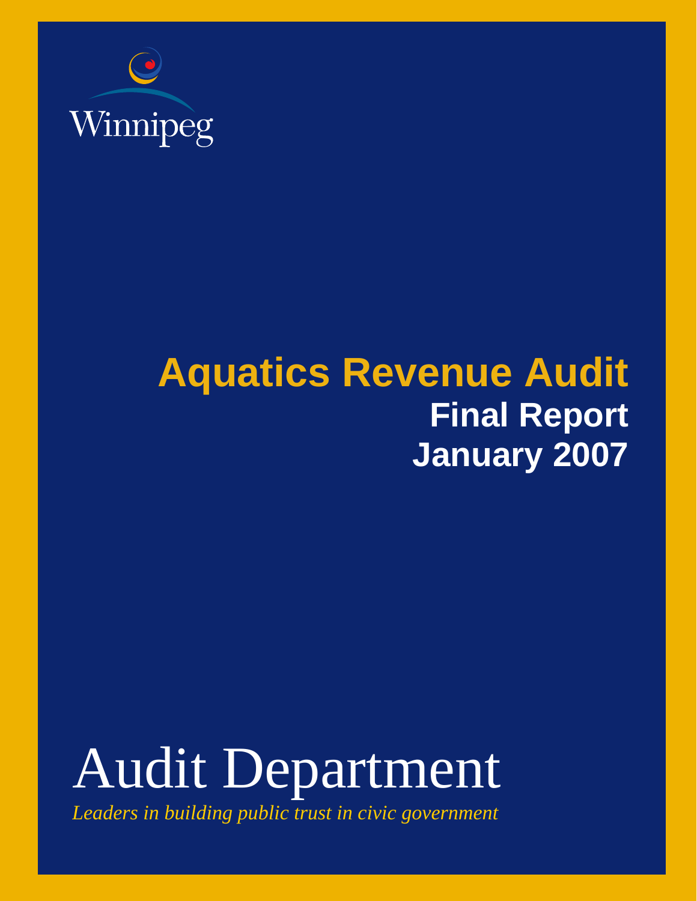Winnipeg

# Aquatics Revenue Audit

## Final Report

## January 2007

# Audit Department

*Leaders in building public trust in civic government*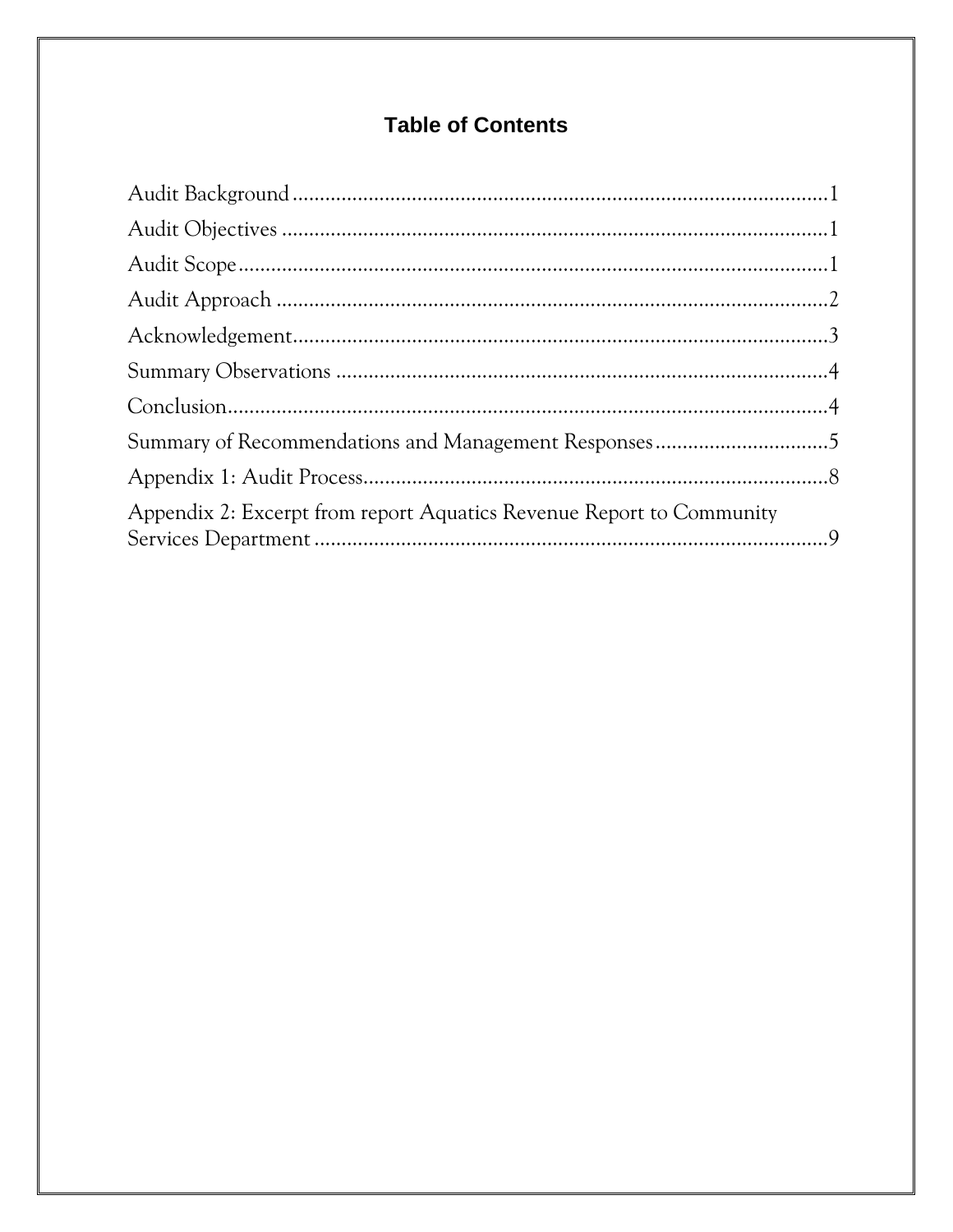# Table of Contents

Audit Background....................................................................................................1

Audit Objectives ......................................................................................................1

Audit Scope..............................................................................................................1

Audit Approach .......................................................................................................2

Acknowledgement....................................................................................................3

Summary Observations ...........................................................................................4

Conclusion...............................................................................................................4

Summary of Recommendations and Management Responses................................5

Appendix 1: Audit Process......................................................................................8

Appendix 2: Excerpt from report Aquatics Revenue Report to Community Services Department ...............................................................................................9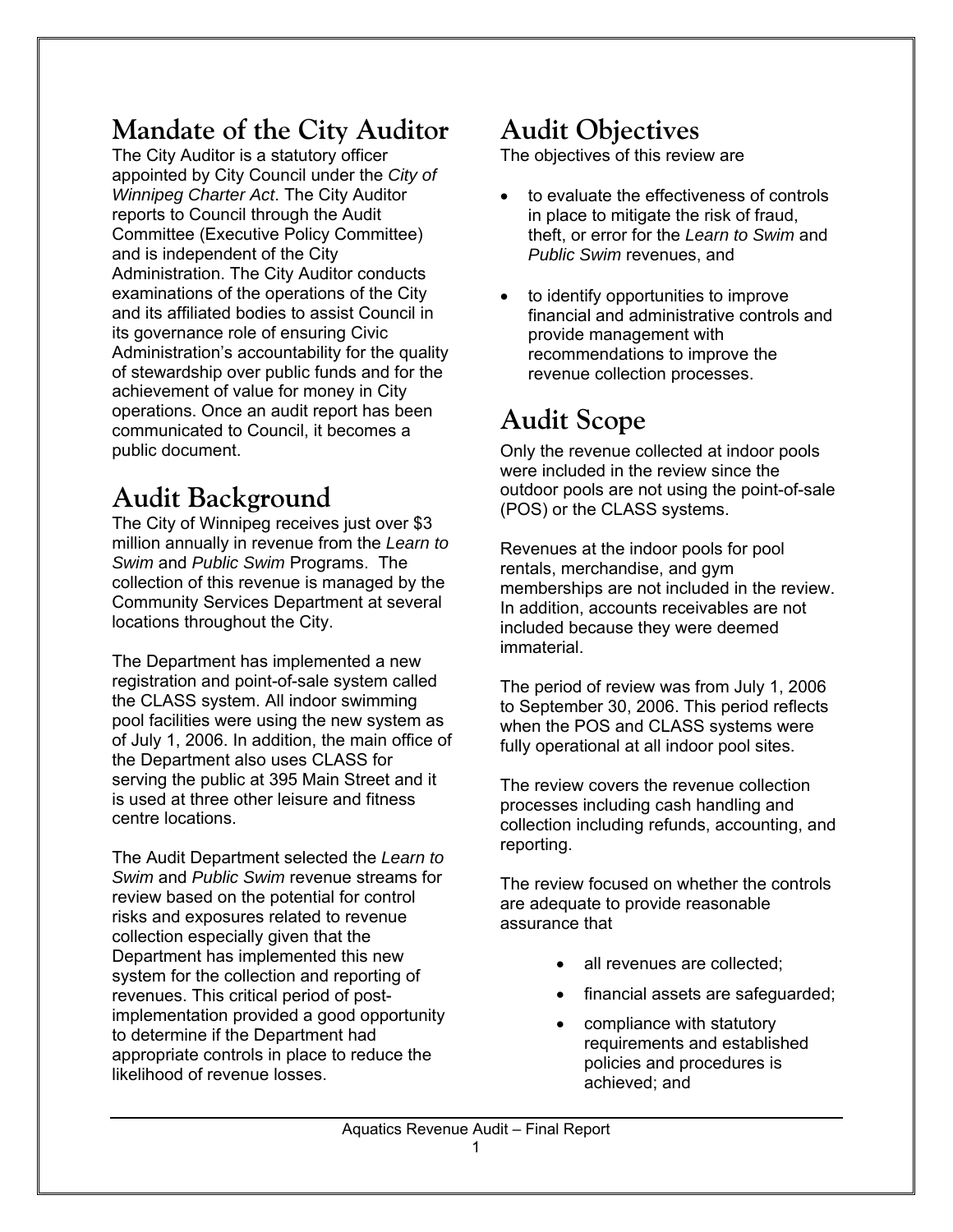## Mandate of the City Auditor

The City Auditor is a statutory officer appointed by City Council under the *City of Winnipeg Charter Act*. The City Auditor reports to Council through the Audit Committee (Executive Policy Committee) and is independent of the City Administration. The City Auditor conducts examinations of the operations of the City and its affiliated bodies to assist Council in its governance role of ensuring Civic Administration's accountability for the quality of stewardship over public funds and for the achievement of value for money in City operations. Once an audit report has been communicated to Council, it becomes a public document.

## Audit Background

The City of Winnipeg receives just over $3 million annually in revenue from the *Learn to Swim* and *Public Swim* Programs. The collection of this revenue is managed by the Community Services Department at several locations throughout the City.

The Department has implemented a new registration and point-of-sale system called the CLASS system. All indoor swimming pool facilities were using the new system as of July 1, 2006. In addition, the main office of the Department also uses CLASS for serving the public at 395 Main Street and it is used at three other leisure and fitness centre locations.

The Audit Department selected the *Learn to Swim* and *Public Swim* revenue streams for review based on the potential for control risks and exposures related to revenue collection especially given that the Department has implemented this new system for the collection and reporting of revenues. This critical period of post-implementation provided a good opportunity to determine if the Department had appropriate controls in place to reduce the likelihood of revenue losses.

## Audit Objectives

The objectives of this review are

- to evaluate the effectiveness of controls in place to mitigate the risk of fraud, theft, or error for the *Learn to Swim* and *Public Swim* revenues, and
- to identify opportunities to improve financial and administrative controls and provide management with recommendations to improve the revenue collection processes.

## Audit Scope

Only the revenue collected at indoor pools were included in the review since the outdoor pools are not using the point-of-sale (POS) or the CLASS systems.

Revenues at the indoor pools for pool rentals, merchandise, and gym memberships are not included in the review. In addition, accounts receivables are not included because they were deemed immaterial.

The period of review was from July 1, 2006 to September 30, 2006. This period reflects when the POS and CLASS systems were fully operational at all indoor pool sites.

The review covers the revenue collection processes including cash handling and collection including refunds, accounting, and reporting.

The review focused on whether the controls are adequate to provide reasonable assurance that

- all revenues are collected;
- financial assets are safeguarded;
- compliance with statutory requirements and established policies and procedures is achieved; and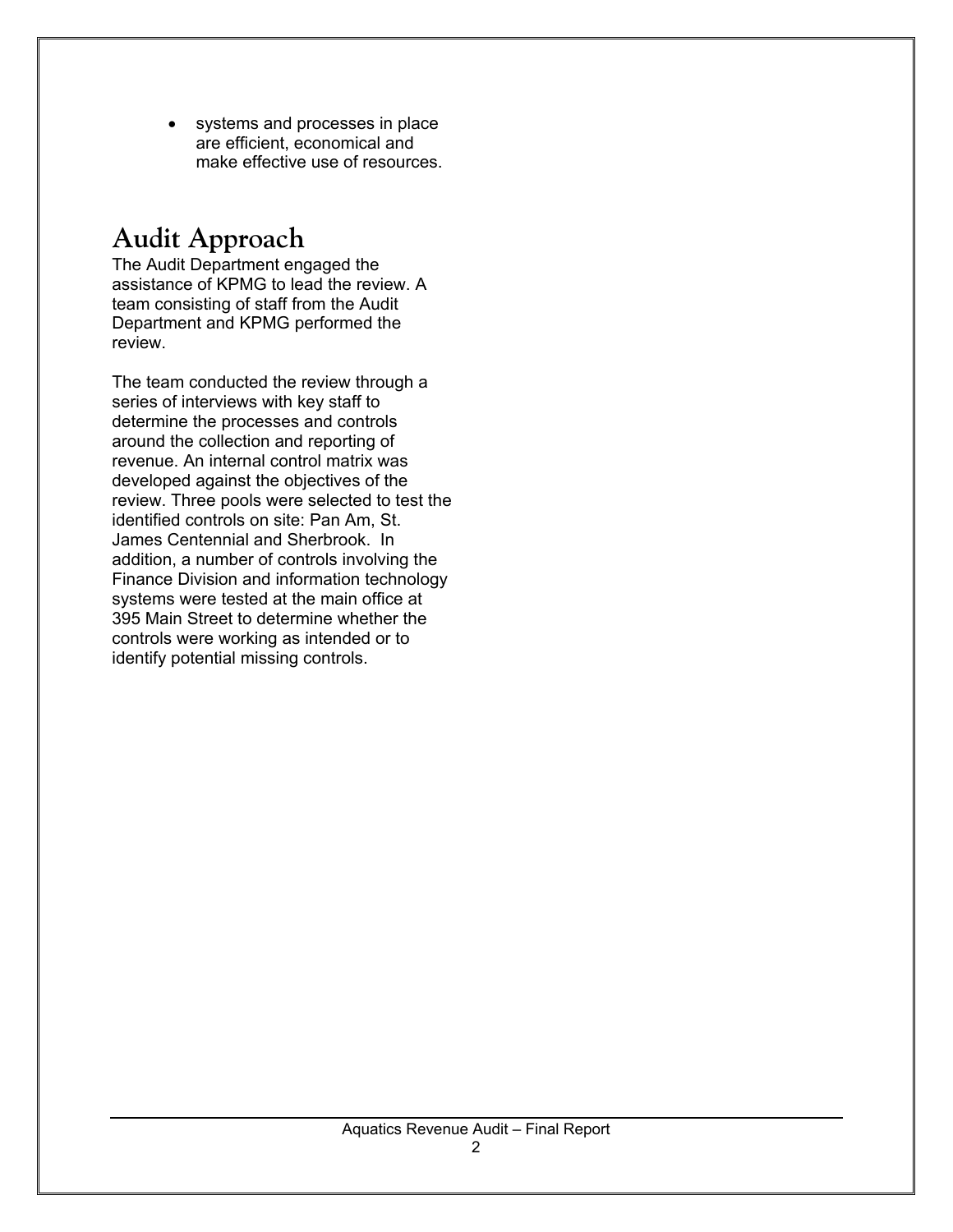- systems and processes in place are efficient, economical and make effective use of resources.

# Audit Approach

The Audit Department engaged the assistance of KPMG to lead the review. A team consisting of staff from the Audit Department and KPMG performed the review.

The team conducted the review through a series of interviews with key staff to determine the processes and controls around the collection and reporting of revenue. An internal control matrix was developed against the objectives of the review. Three pools were selected to test the identified controls on site: Pan Am, St. James Centennial and Sherbrook. In addition, a number of controls involving the Finance Division and information technology systems were tested at the main office at 395 Main Street to determine whether the controls were working as intended or to identify potential missing controls.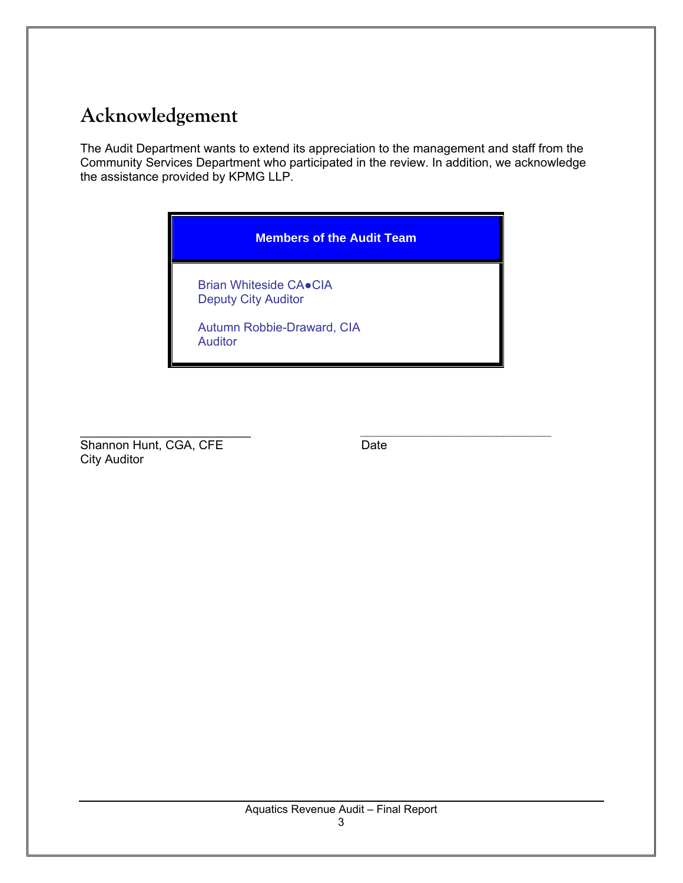# Acknowledgement

The Audit Department wants to extend its appreciation to the management and staff from the Community Services Department who participated in the review. In addition, we acknowledge the assistance provided by KPMG LLP.

| Members of the Audit Team |
| --- |
| Brian Whiteside CA●CIA<br>Deputy City Auditor<br><br>Autumn Robbie-Draward, CIA<br>Auditor |

___________________________ ___________________________

Shannon Hunt, CGA, CFE Date

City Auditor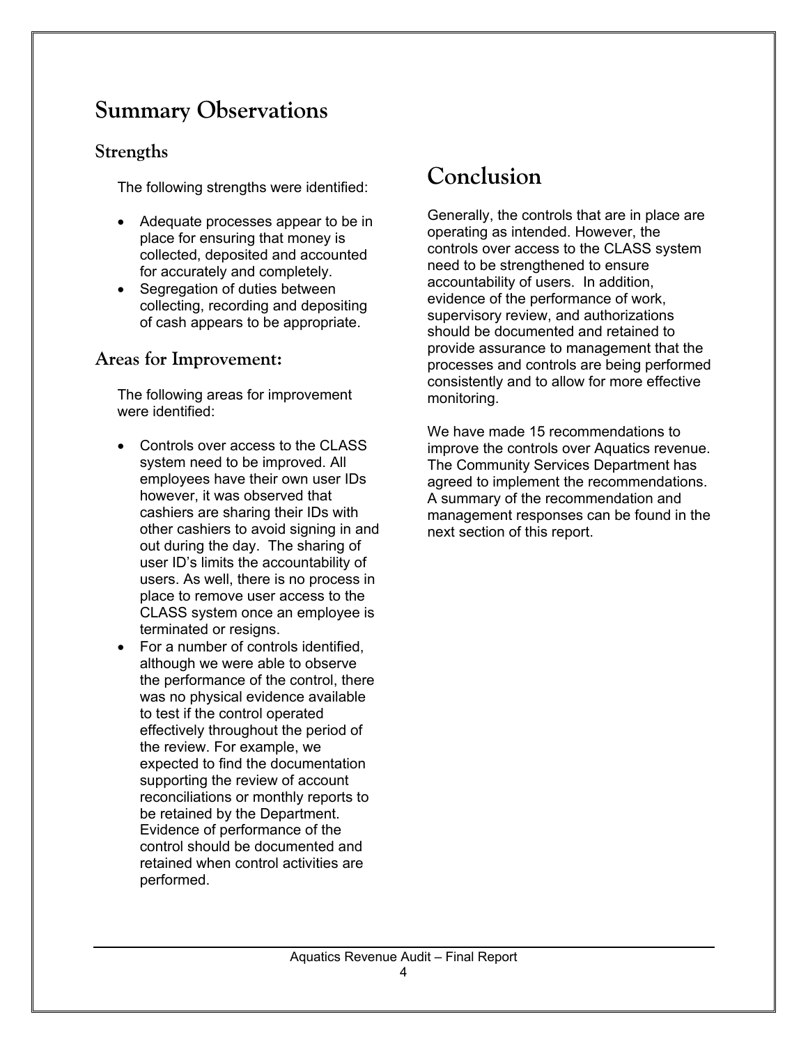# Summary Observations

## Strengths

The following strengths were identified:

- Adequate processes appear to be in place for ensuring that money is collected, deposited and accounted for accurately and completely.
- Segregation of duties between collecting, recording and depositing of cash appears to be appropriate.

## Areas for Improvement:

The following areas for improvement were identified:

- Controls over access to the CLASS system need to be improved. All employees have their own user IDs however, it was observed that cashiers are sharing their IDs with other cashiers to avoid signing in and out during the day. The sharing of user ID's limits the accountability of users. As well, there is no process in place to remove user access to the CLASS system once an employee is terminated or resigns.
- For a number of controls identified, although we were able to observe the performance of the control, there was no physical evidence available to test if the control operated effectively throughout the period of the review. For example, we expected to find the documentation supporting the review of account reconciliations or monthly reports to be retained by the Department. Evidence of performance of the control should be documented and retained when control activities are performed.

# Conclusion

Generally, the controls that are in place are operating as intended. However, the controls over access to the CLASS system need to be strengthened to ensure accountability of users. In addition, evidence of the performance of work, supervisory review, and authorizations should be documented and retained to provide assurance to management that the processes and controls are being performed consistently and to allow for more effective monitoring.

We have made 15 recommendations to improve the controls over Aquatics revenue. The Community Services Department has agreed to implement the recommendations. A summary of the recommendation and management responses can be found in the next section of this report.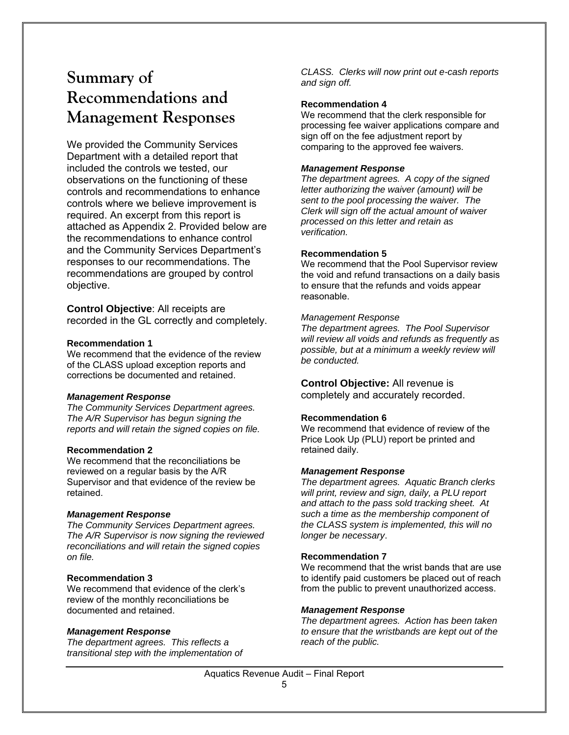# Summary of Recommendations and Management Responses

We provided the Community Services Department with a detailed report that included the controls we tested, our observations on the functioning of these controls and recommendations to enhance controls where we believe improvement is required. An excerpt from this report is attached as Appendix 2. Provided below are the recommendations to enhance control and the Community Services Department's responses to our recommendations. The recommendations are grouped by control objective.

**Control Objective**: All receipts are recorded in the GL correctly and completely.

**Recommendation 1**

We recommend that the evidence of the review of the CLASS upload exception reports and corrections be documented and retained.

***Management Response***

*The Community Services Department agrees. The A/R Supervisor has begun signing the reports and will retain the signed copies on file.*

**Recommendation 2**

We recommend that the reconciliations be reviewed on a regular basis by the A/R Supervisor and that evidence of the review be retained.

***Management Response***

*The Community Services Department agrees. The A/R Supervisor is now signing the reviewed reconciliations and will retain the signed copies on file.*

**Recommendation 3**

We recommend that evidence of the clerk's review of the monthly reconciliations be documented and retained.

***Management Response***

*The department agrees. This reflects a transitional step with the implementation of CLASS. Clerks will now print out e-cash reports and sign off.*

**Recommendation 4**

We recommend that the clerk responsible for processing fee waiver applications compare and sign off on the fee adjustment report by comparing to the approved fee waivers.

***Management Response***

*The department agrees. A copy of the signed letter authorizing the waiver (amount) will be sent to the pool processing the waiver. The Clerk will sign off the actual amount of waiver processed on this letter and retain as verification.*

**Recommendation 5**

We recommend that the Pool Supervisor review the void and refund transactions on a daily basis to ensure that the refunds and voids appear reasonable.

*Management Response*

*The department agrees. The Pool Supervisor will review all voids and refunds as frequently as possible, but at a minimum a weekly review will be conducted.*

**Control Objective:** All revenue is completely and accurately recorded.

**Recommendation 6**

We recommend that evidence of review of the Price Look Up (PLU) report be printed and retained daily.

***Management Response***

*The department agrees. Aquatic Branch clerks will print, review and sign, daily, a PLU report and attach to the pass sold tracking sheet. At such a time as the membership component of the CLASS system is implemented, this will no longer be necessary*.

**Recommendation 7**

We recommend that the wrist bands that are use to identify paid customers be placed out of reach from the public to prevent unauthorized access.

***Management Response***

*The department agrees. Action has been taken to ensure that the wristbands are kept out of the reach of the public.*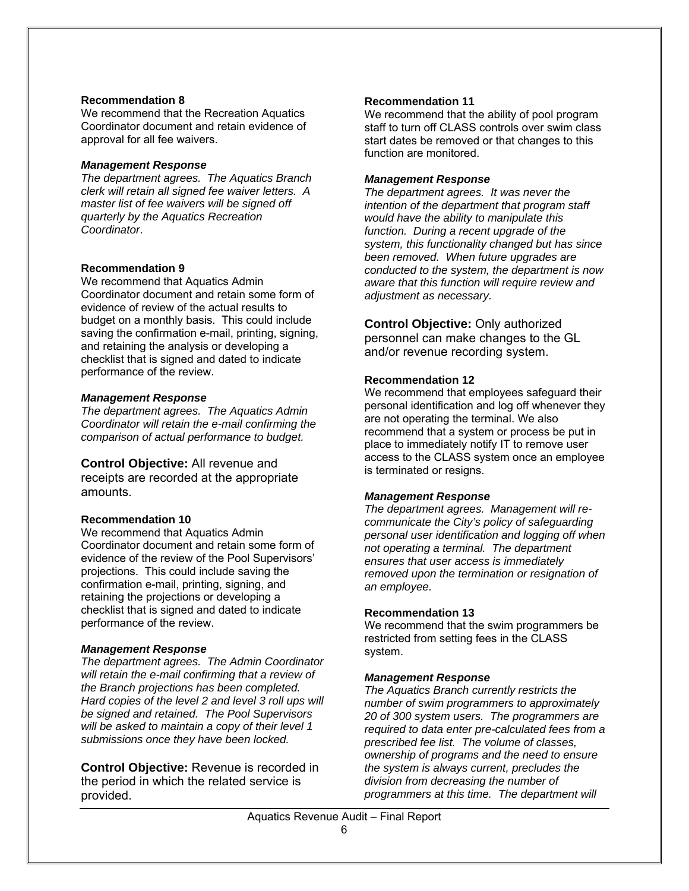**Recommendation 8**

We recommend that the Recreation Aquatics Coordinator document and retain evidence of approval for all fee waivers.

***Management Response***

*The department agrees. The Aquatics Branch clerk will retain all signed fee waiver letters. A master list of fee waivers will be signed off quarterly by the Aquatics Recreation Coordinator*.

**Recommendation 9**

We recommend that Aquatics Admin Coordinator document and retain some form of evidence of review of the actual results to budget on a monthly basis. This could include saving the confirmation e-mail, printing, signing, and retaining the analysis or developing a checklist that is signed and dated to indicate performance of the review.

***Management Response***

*The department agrees. The Aquatics Admin Coordinator will retain the e-mail confirming the comparison of actual performance to budget.*

**Control Objective:** All revenue and receipts are recorded at the appropriate amounts.

**Recommendation 10**

We recommend that Aquatics Admin Coordinator document and retain some form of evidence of the review of the Pool Supervisors' projections. This could include saving the confirmation e-mail, printing, signing, and retaining the projections or developing a checklist that is signed and dated to indicate performance of the review.

***Management Response***

*The department agrees. The Admin Coordinator will retain the e-mail confirming that a review of the Branch projections has been completed. Hard copies of the level 2 and level 3 roll ups will be signed and retained. The Pool Supervisors will be asked to maintain a copy of their level 1 submissions once they have been locked.*

**Control Objective:** Revenue is recorded in the period in which the related service is provided.

**Recommendation 11**

We recommend that the ability of pool program staff to turn off CLASS controls over swim class start dates be removed or that changes to this function are monitored.

***Management Response***

*The department agrees. It was never the intention of the department that program staff would have the ability to manipulate this function. During a recent upgrade of the system, this functionality changed but has since been removed. When future upgrades are conducted to the system, the department is now aware that this function will require review and adjustment as necessary.*

**Control Objective:** Only authorized personnel can make changes to the GL and/or revenue recording system.

**Recommendation 12**

We recommend that employees safeguard their personal identification and log off whenever they are not operating the terminal. We also recommend that a system or process be put in place to immediately notify IT to remove user access to the CLASS system once an employee is terminated or resigns.

***Management Response***

*The department agrees. Management will re-communicate the City's policy of safeguarding personal user identification and logging off when not operating a terminal. The department ensures that user access is immediately removed upon the termination or resignation of an employee.*

**Recommendation 13**

We recommend that the swim programmers be restricted from setting fees in the CLASS system.

***Management Response***

*The Aquatics Branch currently restricts the number of swim programmers to approximately 20 of 300 system users. The programmers are required to data enter pre-calculated fees from a prescribed fee list. The volume of classes, ownership of programs and the need to ensure the system is always current, precludes the division from decreasing the number of programmers at this time. The department will*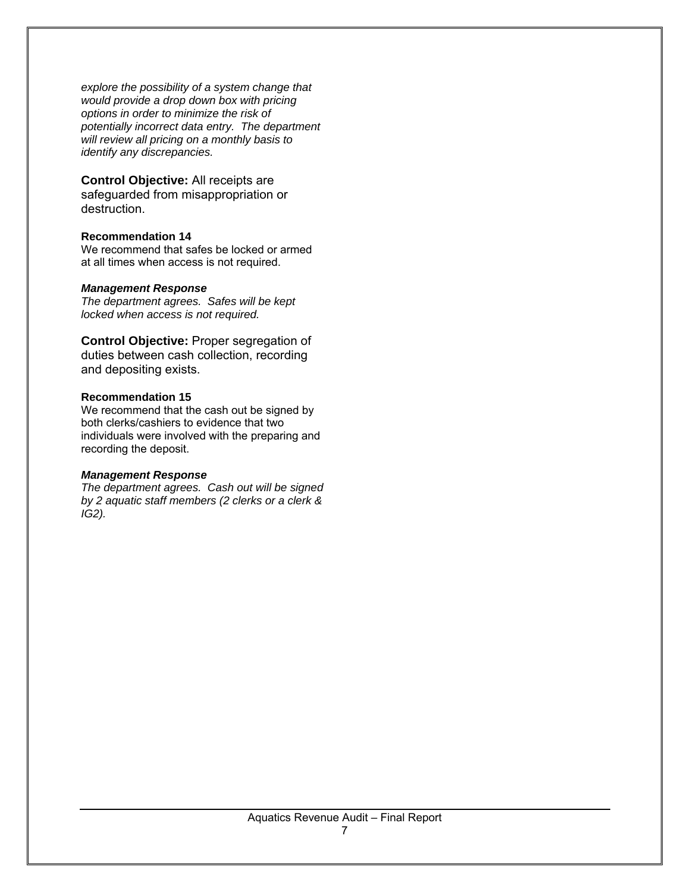*explore the possibility of a system change that would provide a drop down box with pricing options in order to minimize the risk of potentially incorrect data entry. The department will review all pricing on a monthly basis to identify any discrepancies.*

**Control Objective:** All receipts are safeguarded from misappropriation or destruction.

**Recommendation 14**

We recommend that safes be locked or armed at all times when access is not required.

***Management Response***

*The department agrees. Safes will be kept locked when access is not required.*

**Control Objective:** Proper segregation of duties between cash collection, recording and depositing exists.

**Recommendation 15**

We recommend that the cash out be signed by both clerks/cashiers to evidence that two individuals were involved with the preparing and recording the deposit.

***Management Response***

*The department agrees. Cash out will be signed by 2 aquatic staff members (2 clerks or a clerk & IG2).*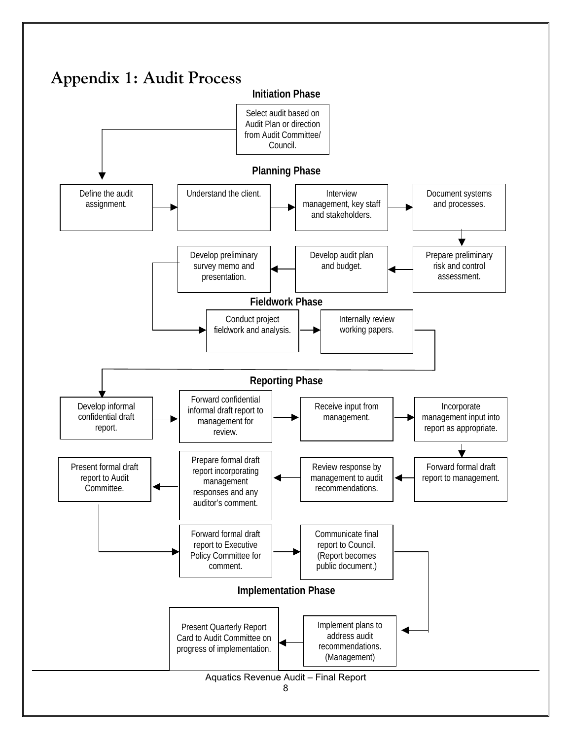# Appendix 1: Audit Process

## Initiation Phase

- Select audit based on Audit Plan or direction from Audit Committee/ Council.

## Planning Phase

- Define the audit assignment.
- Understand the client.
- Interview management, key staff and stakeholders.
- Document systems and processes.
- Prepare preliminary risk and control assessment.
- Develop audit plan and budget.
- Develop preliminary survey memo and presentation.

## Fieldwork Phase

- Conduct project fieldwork and analysis.
- Internally review working papers.

## Reporting Phase

- Develop informal confidential draft report.
- Forward confidential informal draft report to management for review.
- Receive input from management.
- Incorporate management input into report as appropriate.
- Forward formal draft report to management.
- Review response by management to audit recommendations.
- Prepare formal draft report incorporating management responses and any auditor's comment.
- Present formal draft report to Audit Committee.
- Forward formal draft report to Executive Policy Committee for comment.
- Communicate final report to Council. (Report becomes public document.)

## Implementation Phase

- Implement plans to address audit recommendations. (Management)
- Present Quarterly Report Card to Audit Committee on progress of implementation.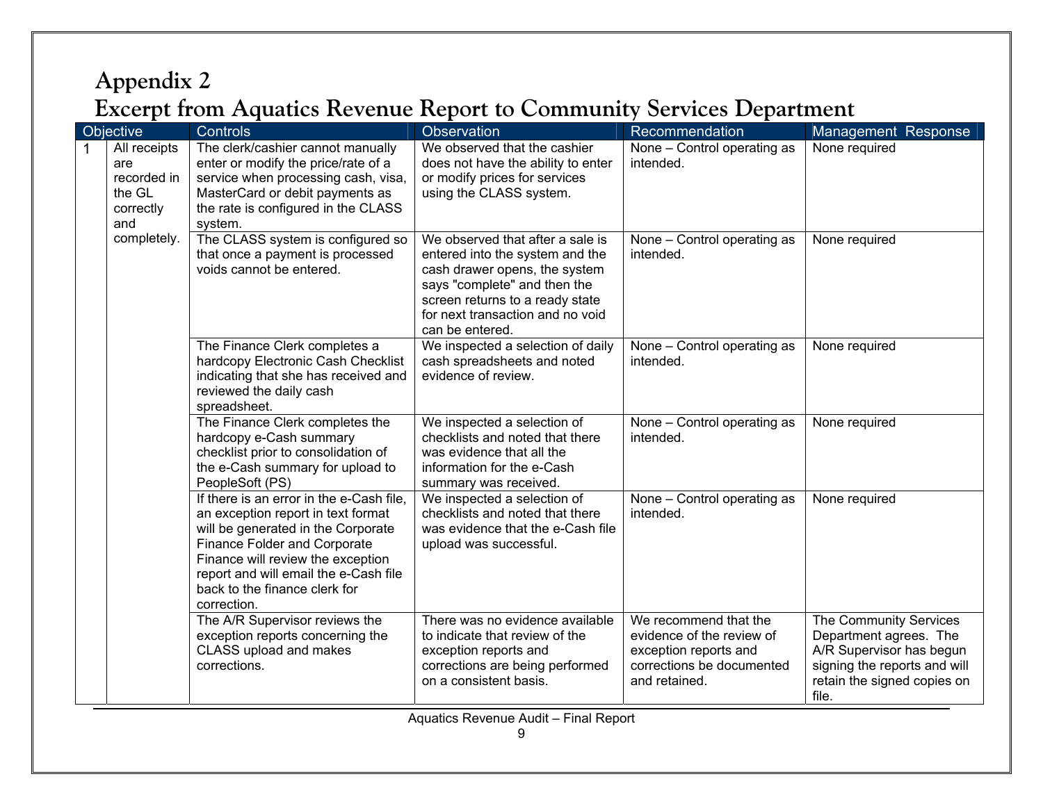# Appendix 2
# Excerpt from Aquatics Revenue Report to Community Services Department

| Objective | | Controls | Observation | Recommendation | Management Response |
|---|---|---|---|---|---|
| 1 | All receipts are recorded in the GL correctly and completely. | The clerk/cashier cannot manually enter or modify the price/rate of a service when processing cash, visa, MasterCard or debit payments as the rate is configured in the CLASS system. | We observed that the cashier does not have the ability to enter or modify prices for services using the CLASS system. | None – Control operating as intended. | None required |
| | | The CLASS system is configured so that once a payment is processed voids cannot be entered. | We observed that after a sale is entered into the system and the cash drawer opens, the system says "complete" and then the screen returns to a ready state for next transaction and no void can be entered. | None – Control operating as intended. | None required |
| | | The Finance Clerk completes a hardcopy Electronic Cash Checklist indicating that she has received and reviewed the daily cash spreadsheet. | We inspected a selection of daily cash spreadsheets and noted evidence of review. | None – Control operating as intended. | None required |
| | | The Finance Clerk completes the hardcopy e-Cash summary checklist prior to consolidation of the e-Cash summary for upload to PeopleSoft (PS) | We inspected a selection of checklists and noted that there was evidence that all the information for the e-Cash summary was received. | None – Control operating as intended. | None required |
| | | If there is an error in the e-Cash file, an exception report in text format will be generated in the Corporate Finance Folder and Corporate Finance will review the exception report and will email the e-Cash file back to the finance clerk for correction. | We inspected a selection of checklists and noted that there was evidence that the e-Cash file upload was successful. | None – Control operating as intended. | None required |
| | | The A/R Supervisor reviews the exception reports concerning the CLASS upload and makes corrections. | There was no evidence available to indicate that review of the exception reports and corrections are being performed on a consistent basis. | We recommend that the evidence of the review of exception reports and corrections be documented and retained. | The Community Services Department agrees. The A/R Supervisor has begun signing the reports and will retain the signed copies on file. |